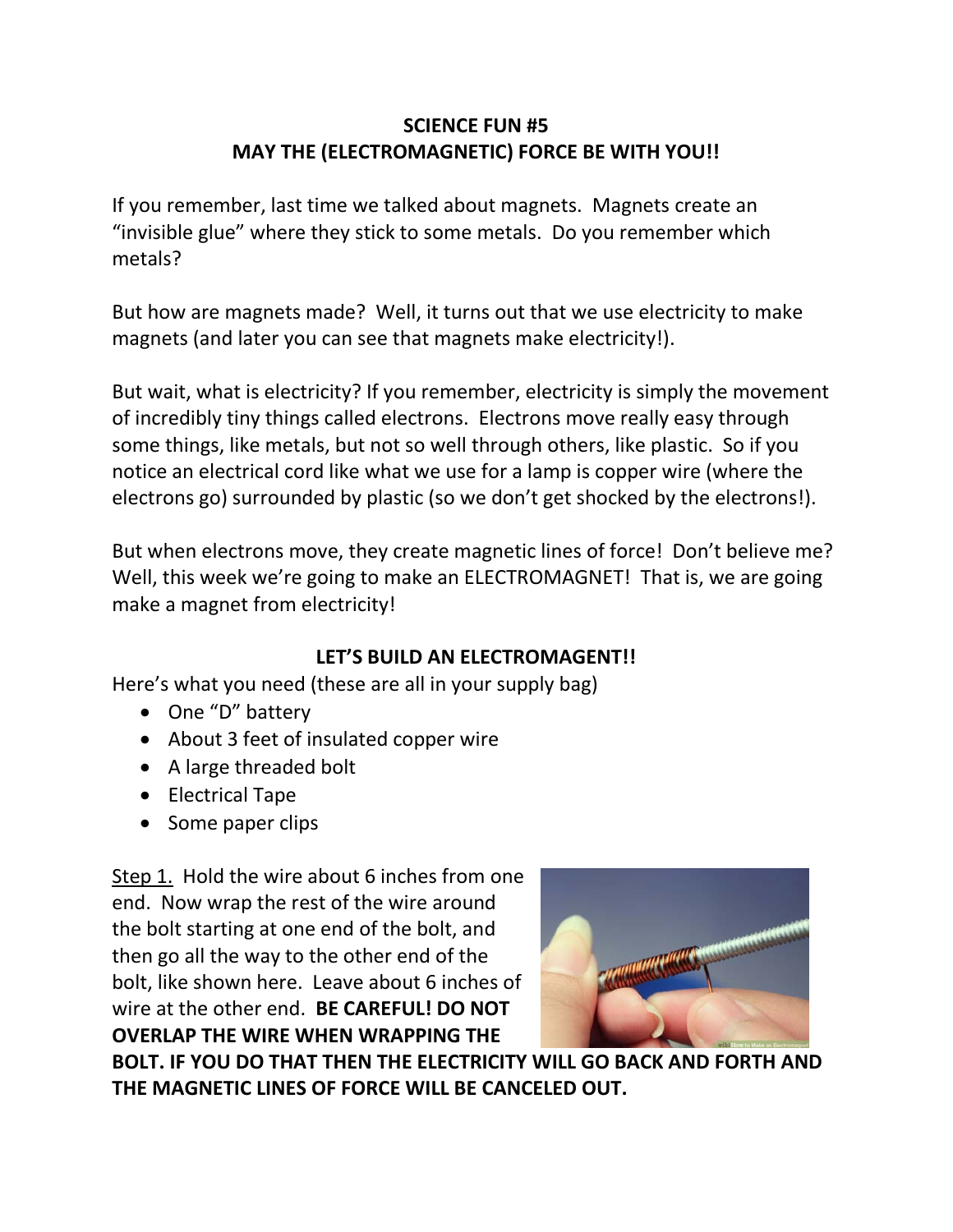**SCIENCE FUN #5**
**MAY THE (ELECTROMAGNETIC) FORCE BE WITH YOU!!**

If you remember, last time we talked about magnets. Magnets create an "invisible glue" where they stick to some metals. Do you remember which metals?

But how are magnets made? Well, it turns out that we use electricity to make magnets (and later you can see that magnets make electricity!).

But wait, what is electricity? If you remember, electricity is simply the movement of incredibly tiny things called electrons. Electrons move really easy through some things, like metals, but not so well through others, like plastic. So if you notice an electrical cord like what we use for a lamp is copper wire (where the electrons go) surrounded by plastic (so we don't get shocked by the electrons!).

But when electrons move, they create magnetic lines of force! Don't believe me? Well, this week we're going to make an ELECTROMAGNET! That is, we are going make a magnet from electricity!

**LET'S BUILD AN ELECTROMAGENT!!**

Here's what you need (these are all in your supply bag)

- One "D" battery
- About 3 feet of insulated copper wire
- A large threaded bolt
- Electrical Tape
- Some paper clips

Step 1. Hold the wire about 6 inches from one end. Now wrap the rest of the wire around the bolt starting at one end of the bolt, and then go all the way to the other end of the bolt, like shown here. Leave about 6 inches of wire at the other end. **BE CAREFUL! DO NOT OVERLAP THE WIRE WHEN WRAPPING THE BOLT. IF YOU DO THAT THEN THE ELECTRICITY WILL GO BACK AND FORTH AND THE MAGNETIC LINES OF FORCE WILL BE CANCELED OUT.**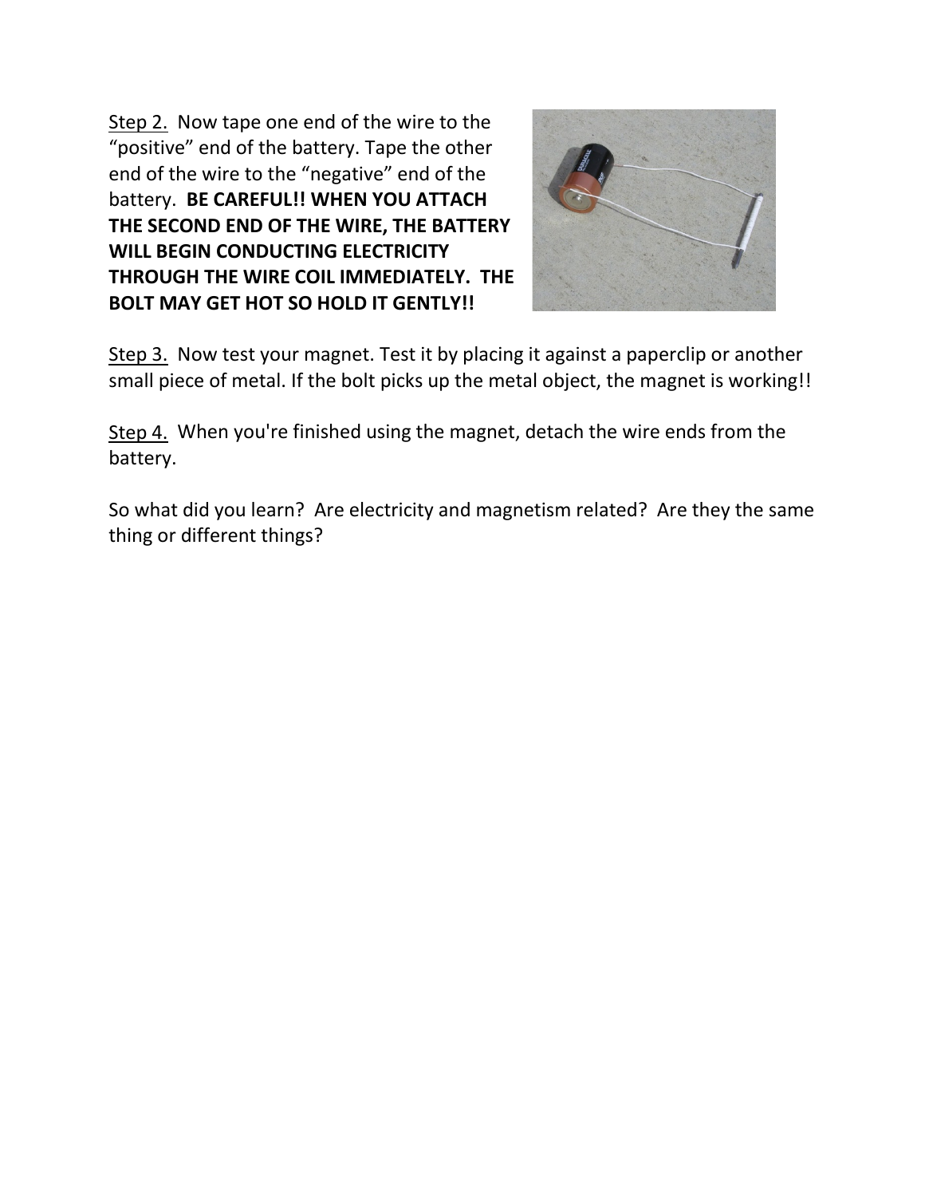Step 2. Now tape one end of the wire to the "positive" end of the battery. Tape the other end of the wire to the "negative" end of the battery. **BE CAREFUL!! WHEN YOU ATTACH THE SECOND END OF THE WIRE, THE BATTERY WILL BEGIN CONDUCTING ELECTRICITY THROUGH THE WIRE COIL IMMEDIATELY. THE BOLT MAY GET HOT SO HOLD IT GENTLY!!**

Step 3. Now test your magnet. Test it by placing it against a paperclip or another small piece of metal. If the bolt picks up the metal object, the magnet is working!!

Step 4. When you're finished using the magnet, detach the wire ends from the battery.

So what did you learn? Are electricity and magnetism related? Are they the same thing or different things?